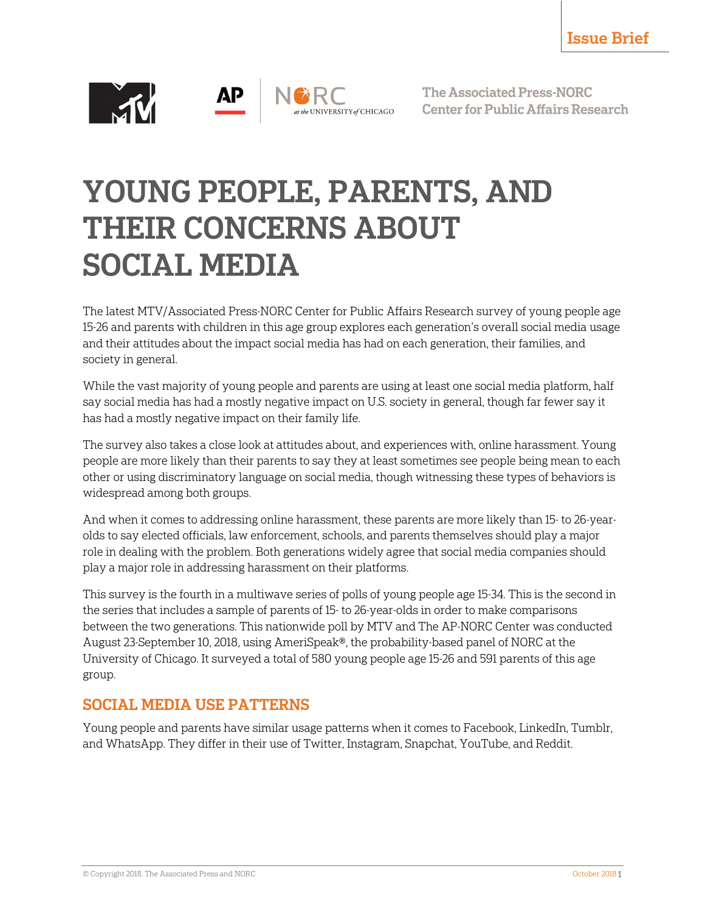Issue Brief

The Associated Press-NORC Center for Public Affairs Research

# YOUNG PEOPLE, PARENTS, AND THEIR CONCERNS ABOUT SOCIAL MEDIA

The latest MTV/Associated Press-NORC Center for Public Affairs Research survey of young people age 15-26 and parents with children in this age group explores each generation's overall social media usage and their attitudes about the impact social media has had on each generation, their families, and society in general.

While the vast majority of young people and parents are using at least one social media platform, half say social media has had a mostly negative impact on U.S. society in general, though far fewer say it has had a mostly negative impact on their family life.

The survey also takes a close look at attitudes about, and experiences with, online harassment. Young people are more likely than their parents to say they at least sometimes see people being mean to each other or using discriminatory language on social media, though witnessing these types of behaviors is widespread among both groups.

And when it comes to addressing online harassment, these parents are more likely than 15- to 26-year-olds to say elected officials, law enforcement, schools, and parents themselves should play a major role in dealing with the problem. Both generations widely agree that social media companies should play a major role in addressing harassment on their platforms.

This survey is the fourth in a multiwave series of polls of young people age 15-34. This is the second in the series that includes a sample of parents of 15- to 26-year-olds in order to make comparisons between the two generations. This nationwide poll by MTV and The AP-NORC Center was conducted August 23-September 10, 2018, using AmeriSpeak®, the probability-based panel of NORC at the University of Chicago. It surveyed a total of 580 young people age 15-26 and 591 parents of this age group.

## SOCIAL MEDIA USE PATTERNS

Young people and parents have similar usage patterns when it comes to Facebook, LinkedIn, Tumblr, and WhatsApp. They differ in their use of Twitter, Instagram, Snapchat, YouTube, and Reddit.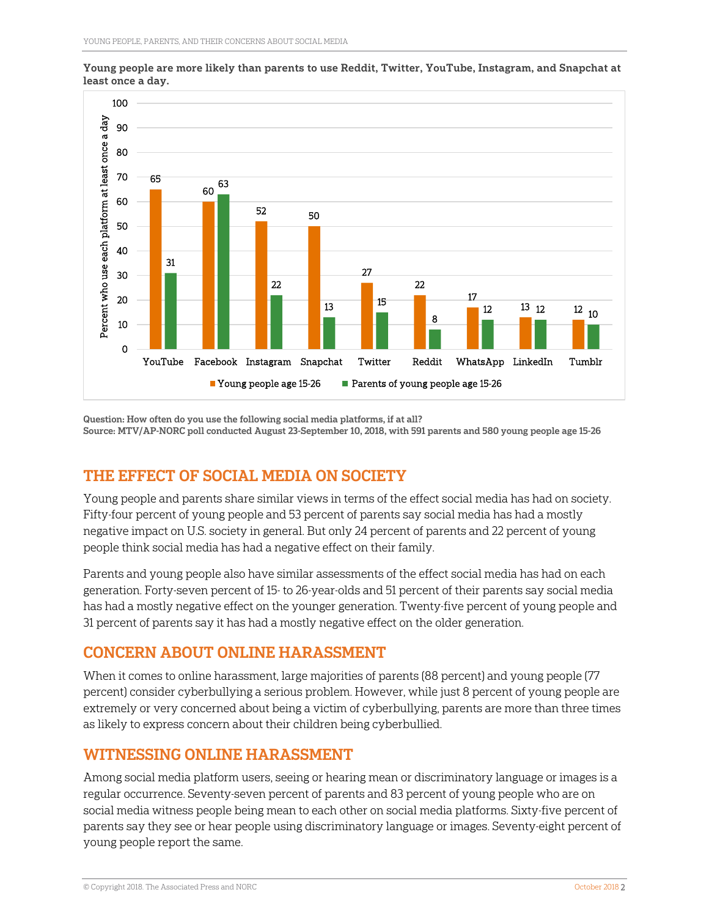**Young people are more likely than parents to use Reddit, Twitter, YouTube, Instagram, and Snapchat at least once a day.**

| Platform | Young people age 15-26 | Parents of young people age 15-26 |
|---|---|---|
| YouTube | 65 | 31 |
| Facebook | 60 | 63 |
| Instagram | 52 | 22 |
| Snapchat | 50 | 13 |
| Twitter | 27 | 15 |
| Reddit | 22 | 8 |
| WhatsApp | 17 | 12 |
| LinkedIn | 13 | 12 |
| Tumblr | 12 | 10 |

*Percent who use each platform at least once a day*

**Question: How often do you use the following social media platforms, if at all?**
**Source: MTV/AP-NORC poll conducted August 23-September 10, 2018, with 591 parents and 580 young people age 15-26**

## THE EFFECT OF SOCIAL MEDIA ON SOCIETY

Young people and parents share similar views in terms of the effect social media has had on society. Fifty-four percent of young people and 53 percent of parents say social media has had a mostly negative impact on U.S. society in general. But only 24 percent of parents and 22 percent of young people think social media has had a negative effect on their family.

Parents and young people also have similar assessments of the effect social media has had on each generation. Forty-seven percent of 15- to 26-year-olds and 51 percent of their parents say social media has had a mostly negative effect on the younger generation. Twenty-five percent of young people and 31 percent of parents say it has had a mostly negative effect on the older generation.

## CONCERN ABOUT ONLINE HARASSMENT

When it comes to online harassment, large majorities of parents (88 percent) and young people (77 percent) consider cyberbullying a serious problem. However, while just 8 percent of young people are extremely or very concerned about being a victim of cyberbullying, parents are more than three times as likely to express concern about their children being cyberbullied.

## WITNESSING ONLINE HARASSMENT

Among social media platform users, seeing or hearing mean or discriminatory language or images is a regular occurrence. Seventy-seven percent of parents and 83 percent of young people who are on social media witness people being mean to each other on social media platforms. Sixty-five percent of parents say they see or hear people using discriminatory language or images. Seventy-eight percent of young people report the same.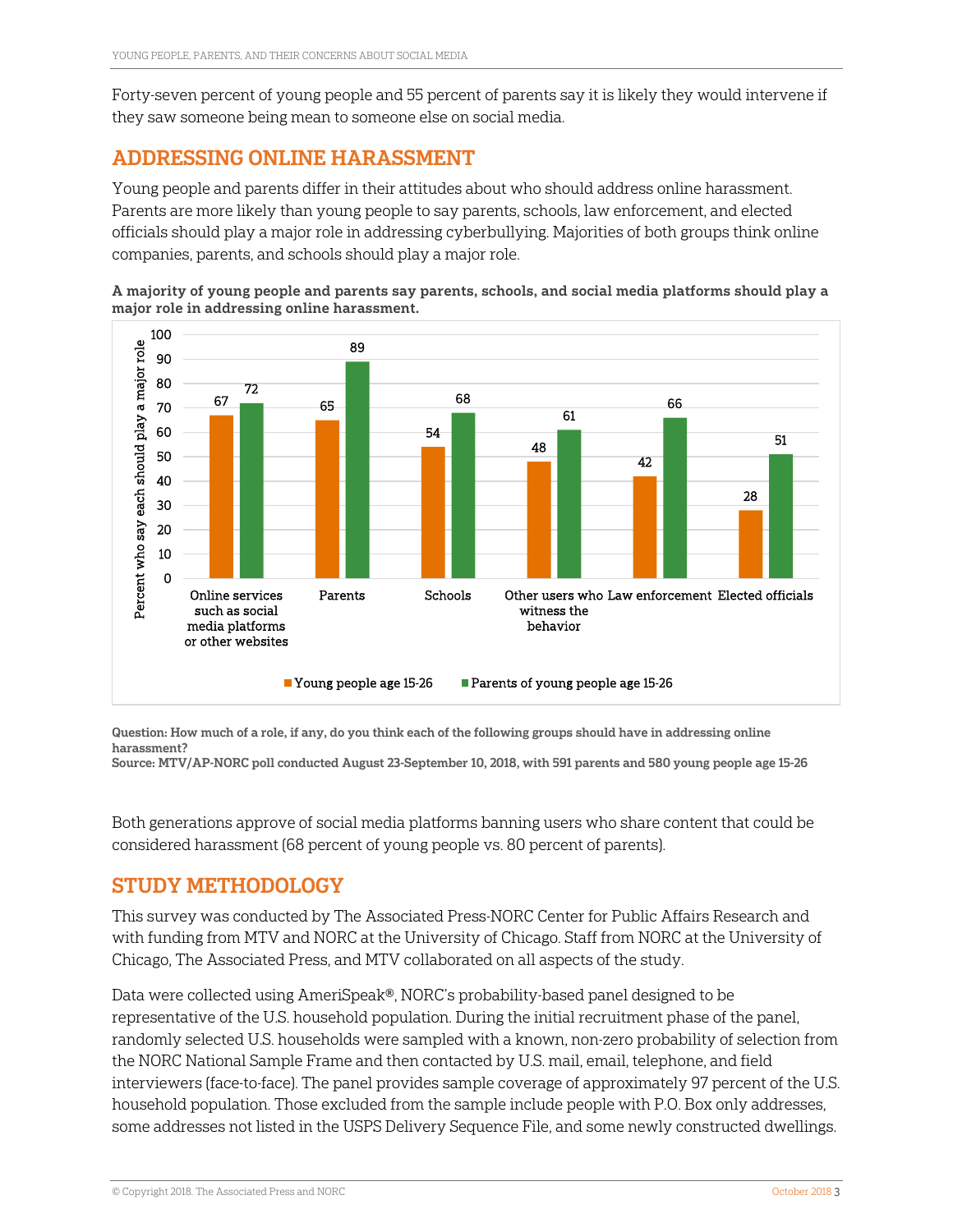Forty-seven percent of young people and 55 percent of parents say it is likely they would intervene if they saw someone being mean to someone else on social media.

## ADDRESSING ONLINE HARASSMENT

Young people and parents differ in their attitudes about who should address online harassment. Parents are more likely than young people to say parents, schools, law enforcement, and elected officials should play a major role in addressing cyberbullying. Majorities of both groups think online companies, parents, and schools should play a major role.

**A majority of young people and parents say parents, schools, and social media platforms should play a major role in addressing online harassment.**

Percent who say each should play a major role

| | Young people age 15-26 | Parents of young people age 15-26 |
|---|---|---|
| Online services such as social media platforms or other websites | 67 | 72 |
| Parents | 65 | 89 |
| Schools | 54 | 68 |
| Other users who witness the behavior | 48 | 61 |
| Law enforcement | 42 | 66 |
| Elected officials | 28 | 51 |

**Question: How much of a role, if any, do you think each of the following groups should have in addressing online harassment?**
**Source: MTV/AP-NORC poll conducted August 23-September 10, 2018, with 591 parents and 580 young people age 15-26**

Both generations approve of social media platforms banning users who share content that could be considered harassment (68 percent of young people vs. 80 percent of parents).

## STUDY METHODOLOGY

This survey was conducted by The Associated Press-NORC Center for Public Affairs Research and with funding from MTV and NORC at the University of Chicago. Staff from NORC at the University of Chicago, The Associated Press, and MTV collaborated on all aspects of the study.

Data were collected using AmeriSpeak®, NORC's probability-based panel designed to be representative of the U.S. household population. During the initial recruitment phase of the panel, randomly selected U.S. households were sampled with a known, non-zero probability of selection from the NORC National Sample Frame and then contacted by U.S. mail, email, telephone, and field interviewers (face-to-face). The panel provides sample coverage of approximately 97 percent of the U.S. household population. Those excluded from the sample include people with P.O. Box only addresses, some addresses not listed in the USPS Delivery Sequence File, and some newly constructed dwellings.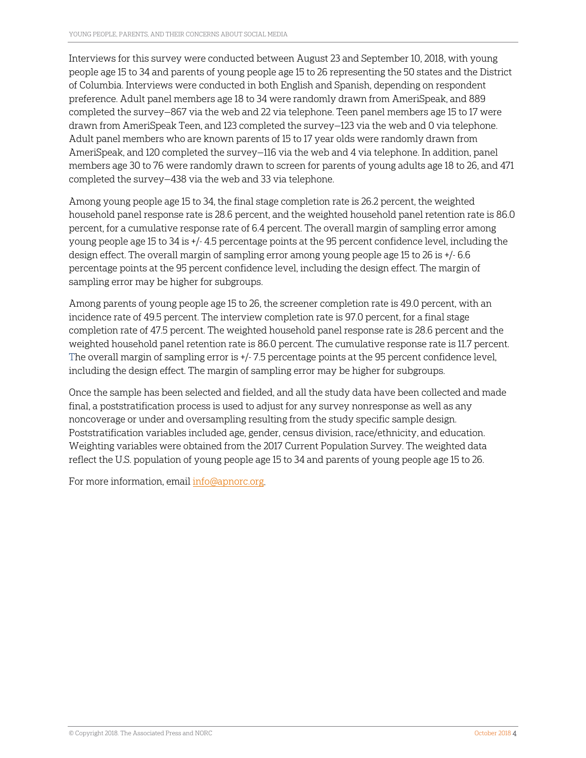Interviews for this survey were conducted between August 23 and September 10, 2018, with young people age 15 to 34 and parents of young people age 15 to 26 representing the 50 states and the District of Columbia. Interviews were conducted in both English and Spanish, depending on respondent preference. Adult panel members age 18 to 34 were randomly drawn from AmeriSpeak, and 889 completed the survey—867 via the web and 22 via telephone. Teen panel members age 15 to 17 were drawn from AmeriSpeak Teen, and 123 completed the survey—123 via the web and 0 via telephone. Adult panel members who are known parents of 15 to 17 year olds were randomly drawn from AmeriSpeak, and 120 completed the survey—116 via the web and 4 via telephone. In addition, panel members age 30 to 76 were randomly drawn to screen for parents of young adults age 18 to 26, and 471 completed the survey—438 via the web and 33 via telephone.

Among young people age 15 to 34, the final stage completion rate is 26.2 percent, the weighted household panel response rate is 28.6 percent, and the weighted household panel retention rate is 86.0 percent, for a cumulative response rate of 6.4 percent. The overall margin of sampling error among young people age 15 to 34 is +/- 4.5 percentage points at the 95 percent confidence level, including the design effect. The overall margin of sampling error among young people age 15 to 26 is +/- 6.6 percentage points at the 95 percent confidence level, including the design effect. The margin of sampling error may be higher for subgroups.

Among parents of young people age 15 to 26, the screener completion rate is 49.0 percent, with an incidence rate of 49.5 percent. The interview completion rate is 97.0 percent, for a final stage completion rate of 47.5 percent. The weighted household panel response rate is 28.6 percent and the weighted household panel retention rate is 86.0 percent. The cumulative response rate is 11.7 percent. The overall margin of sampling error is +/- 7.5 percentage points at the 95 percent confidence level, including the design effect. The margin of sampling error may be higher for subgroups.

Once the sample has been selected and fielded, and all the study data have been collected and made final, a poststratification process is used to adjust for any survey nonresponse as well as any noncoverage or under and oversampling resulting from the study specific sample design. Poststratification variables included age, gender, census division, race/ethnicity, and education. Weighting variables were obtained from the 2017 Current Population Survey. The weighted data reflect the U.S. population of young people age 15 to 34 and parents of young people age 15 to 26.

For more information, email [info@apnorc.org](mailto:info@apnorc.org).